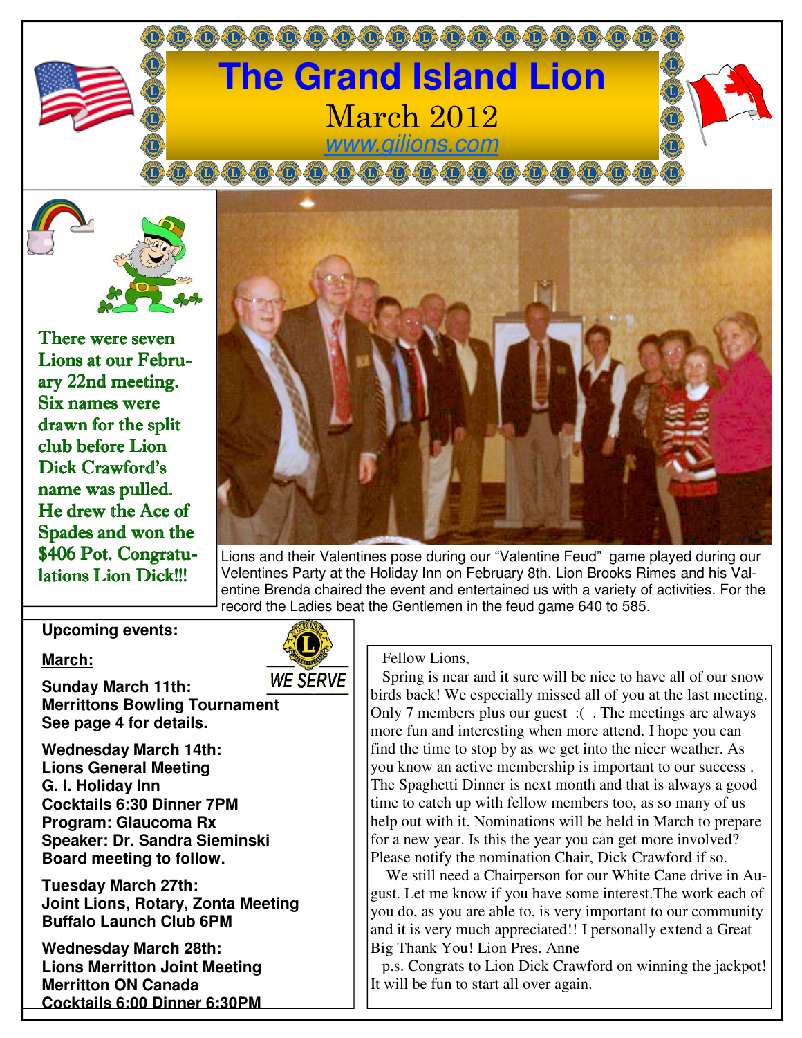# The Grand Island Lion

March 2012

www.gilions.com

There were seven Lions at our February 22nd meeting. Six names were drawn for the split club before Lion Dick Crawford's name was pulled. He drew the Ace of Spades and won the $406 Pot. Congratulations Lion Dick!!!

Lions and their Valentines pose during our "Valentine Feud" game played during our Velentines Party at the Holiday Inn on February 8th. Lion Brooks Rimes and his Valentine Brenda chaired the event and entertained us with a variety of activities. For the record the Ladies beat the Gentlemen in the feud game 640 to 585.

**Upcoming events:**

**March:**

WE SERVE

**Sunday March 11th:**
**Merrittons Bowling Tournament**
**See page 4 for details.**

**Wednesday March 14th:**
**Lions General Meeting**
**G. I. Holiday Inn**
**Cocktails 6:30 Dinner 7PM**
**Program: Glaucoma Rx**
**Speaker: Dr. Sandra Sieminski**
**Board meeting to follow.**

**Tuesday March 27th:**
**Joint Lions, Rotary, Zonta Meeting**
**Buffalo Launch Club 6PM**

**Wednesday March 28th:**
**Lions Merritton Joint Meeting**
**Merritton ON Canada**
**Cocktails 6:00 Dinner 6:30PM**

Fellow Lions,

Spring is near and it sure will be nice to have all of our snow birds back! We especially missed all of you at the last meeting. Only 7 members plus our guest :( . The meetings are always more fun and interesting when more attend. I hope you can find the time to stop by as we get into the nicer weather. As you know an active membership is important to our success . The Spaghetti Dinner is next month and that is always a good time to catch up with fellow members too, as so many of us help out with it. Nominations will be held in March to prepare for a new year. Is this the year you can get more involved? Please notify the nomination Chair, Dick Crawford if so.

We still need a Chairperson for our White Cane drive in August. Let me know if you have some interest.The work each of you do, as you are able to, is very important to our community and it is very much appreciated!! I personally extend a Great Big Thank You! Lion Pres. Anne

p.s. Congrats to Lion Dick Crawford on winning the jackpot! It will be fun to start all over again.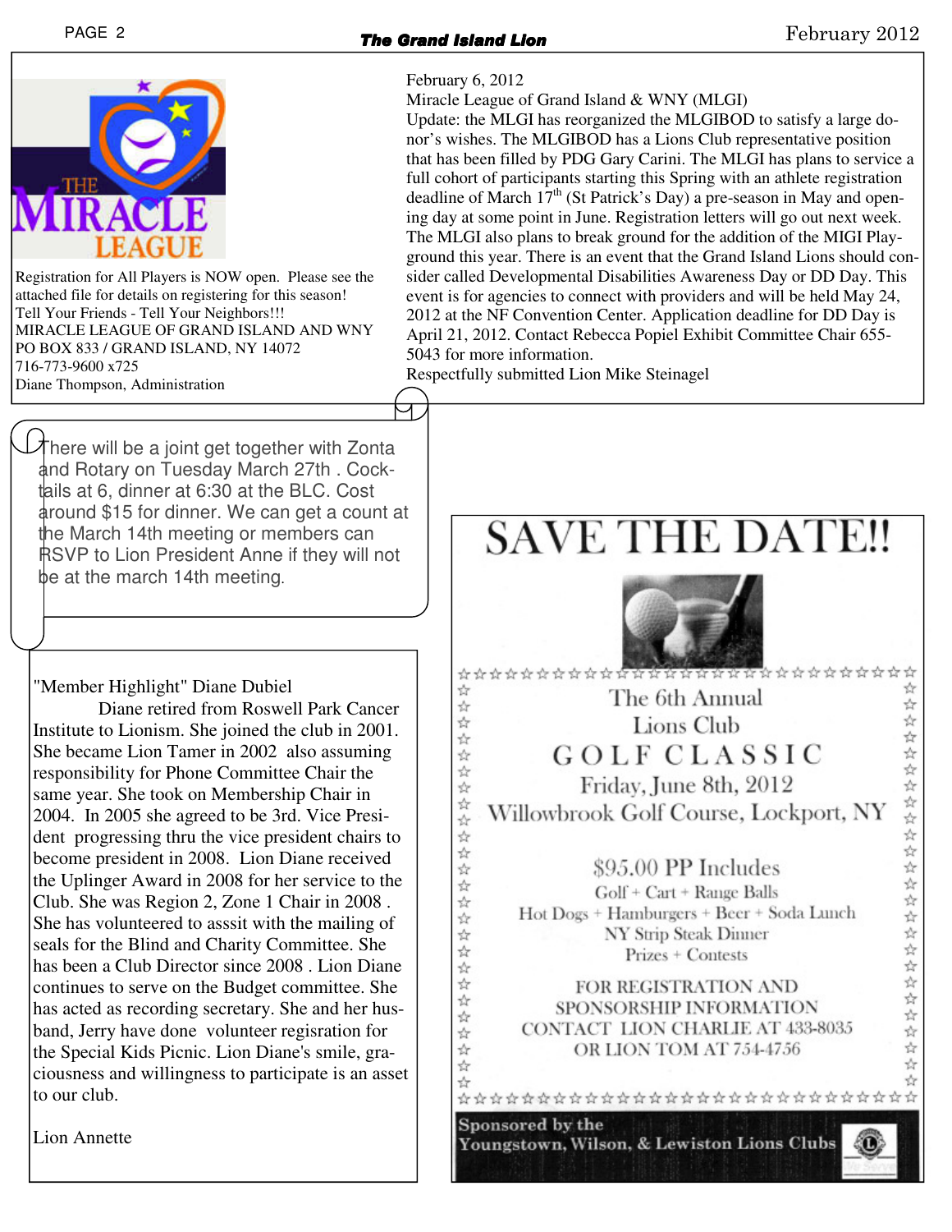THE MIRACLE LEAGUE

Registration for All Players is NOW open. Please see the attached file for details on registering for this season!
Tell Your Friends - Tell Your Neighbors!!!
MIRACLE LEAGUE OF GRAND ISLAND AND WNY
PO BOX 833 / GRAND ISLAND, NY 14072
716-773-9600 x725
Diane Thompson, Administration

February 6, 2012
Miracle League of Grand Island & WNY (MLGI)
Update: the MLGI has reorganized the MLGIBOD to satisfy a large donor's wishes. The MLGIBOD has a Lions Club representative position that has been filled by PDG Gary Carini. The MLGI has plans to service a full cohort of participants starting this Spring with an athlete registration deadline of March 17th (St Patrick's Day) a pre-season in May and opening day at some point in June. Registration letters will go out next week. The MLGI also plans to break ground for the addition of the MIGI Playground this year. There is an event that the Grand Island Lions should consider called Developmental Disabilities Awareness Day or DD Day. This event is for agencies to connect with providers and will be held May 24, 2012 at the NF Convention Center. Application deadline for DD Day is April 21, 2012. Contact Rebecca Popiel Exhibit Committee Chair 655-5043 for more information.
Respectfully submitted Lion Mike Steinagel

There will be a joint get together with Zonta and Rotary on Tuesday March 27th . Cocktails at 6, dinner at 6:30 at the BLC. Cost around $15 for dinner. We can get a count at the March 14th meeting or members can RSVP to Lion President Anne if they will not be at the march 14th meeting.

"Member Highlight" Diane Dubiel

Diane retired from Roswell Park Cancer Institute to Lionism. She joined the club in 2001. She became Lion Tamer in 2002 also assuming responsibility for Phone Committee Chair the same year. She took on Membership Chair in 2004. In 2005 she agreed to be 3rd. Vice President progressing thru the vice president chairs to become president in 2008. Lion Diane received the Uplinger Award in 2008 for her service to the Club. She was Region 2, Zone 1 Chair in 2008 . She has volunteered to asssit with the mailing of seals for the Blind and Charity Committee. She has been a Club Director since 2008 . Lion Diane continues to serve on the Budget committee. She has acted as recording secretary. She and her husband, Jerry have done volunteer regisration for the Special Kids Picnic. Lion Diane's smile, graciousness and willingness to participate is an asset to our club.

Lion Annette

# SAVE THE DATE!!

The 6th Annual
Lions Club
GOLF CLASSIC
Friday, June 8th, 2012
Willowbrook Golf Course, Lockport, NY

$95.00 PP Includes
Golf + Cart + Range Balls
Hot Dogs + Hamburgers + Beer + Soda Lunch
NY Strip Steak Dinner
Prizes + Contests

FOR REGISTRATION AND SPONSORSHIP INFORMATION CONTACT LION CHARLIE AT 433-8035 OR LION TOM AT 754-4756

Sponsored by the
Youngstown, Wilson, & Lewiston Lions Clubs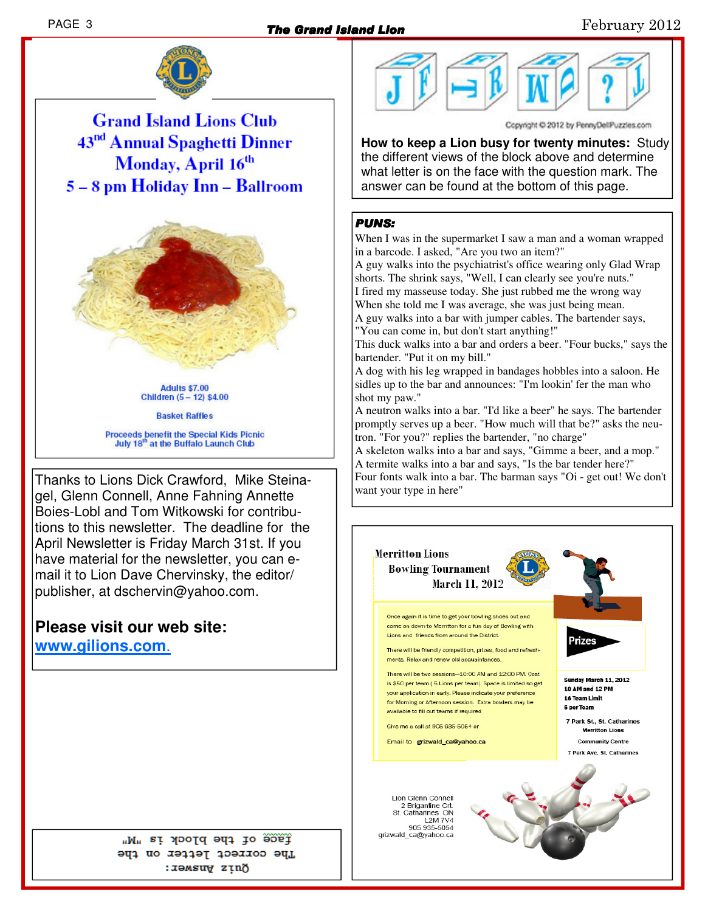## Grand Island Lions Club
## 43rd Annual Spaghetti Dinner
## Monday, April 16th
## 5 – 8 pm Holiday Inn – Ballroom

Adults $7.00
Children (5 – 12) $4.00

Basket Raffles

Proceeds benefit the Special Kids Picnic
July 18th at the Buffalo Launch Club

Thanks to Lions Dick Crawford, Mike Steinagel, Glenn Connell, Anne Fahning Annette Boies-Lobl and Tom Witkowski for contributions to this newsletter. The deadline for the April Newsletter is Friday March 31st. If you have material for the newsletter, you can e-mail it to Lion Dave Chervinsky, the editor/publisher, at dschervin@yahoo.com.

**Please visit our web site:**
**www.gilions.com.**

Quiz Answer:
The correct letter on the face of the block is "M"

Copyright © 2012 by PennyDellPuzzles.com

**How to keep a Lion busy for twenty minutes:** Study the different views of the block above and determine what letter is on the face with the question mark. The answer can be found at the bottom of this page.

***PUNS:***

When I was in the supermarket I saw a man and a woman wrapped in a barcode. I asked, "Are you two an item?"

A guy walks into the psychiatrist's office wearing only Glad Wrap shorts. The shrink says, "Well, I can clearly see you're nuts."

I fired my masseuse today. She just rubbed me the wrong way

When she told me I was average, she was just being mean.

A guy walks into a bar with jumper cables. The bartender says, "You can come in, but don't start anything!"

This duck walks into a bar and orders a beer. "Four bucks," says the bartender. "Put it on my bill."

A dog with his leg wrapped in bandages hobbles into a saloon. He sidles up to the bar and announces: "I'm lookin' fer the man who shot my paw."

A neutron walks into a bar. "I'd like a beer" he says. The bartender promptly serves up a beer. "How much will that be?" asks the neutron. "For you?" replies the bartender, "no charge"

A skeleton walks into a bar and says, "Gimme a beer, and a mop."

A termite walks into a bar and says, "Is the bar tender here?"

Four fonts walk into a bar. The barman says "Oi - get out! We don't want your type in here"

**Merritton Lions**
**Bowling Tournament**
**March 11, 2012**

Once again it is time to get your bowling shoes out and come on down to Merritton for a fun day of Bowling with Lions and friends from around the District.

There will be friendly competition, prizes, food and refreshments. Relax and renew old acquaintances.

There will be two sessions—10:00 AM and 12:00 PM. Cost is $50 per team ( 5 Lions per team). Space is limited so get your application in early. Please indicate your preference for Morning or Afternoon session. Extra bowlers may be available to fill out teams if required

Give me a call at 905 935-5054 or

Email to grizwald_ca@yahoo.ca

**Prizes**

**Sunday March 11, 2012**
**10 AM and 12 PM**
**16 Team Limit**
**5 per Team**

7 Park St., St. Catharines
Merritton Lions
Community Centre
7 Park Ave. St. Catharines

Lion Glenn Connell
2 Brigantine Crt.
St. Catharines ON
L2M 7V4
905 935-5054
grizwald_ca@yahoo.ca